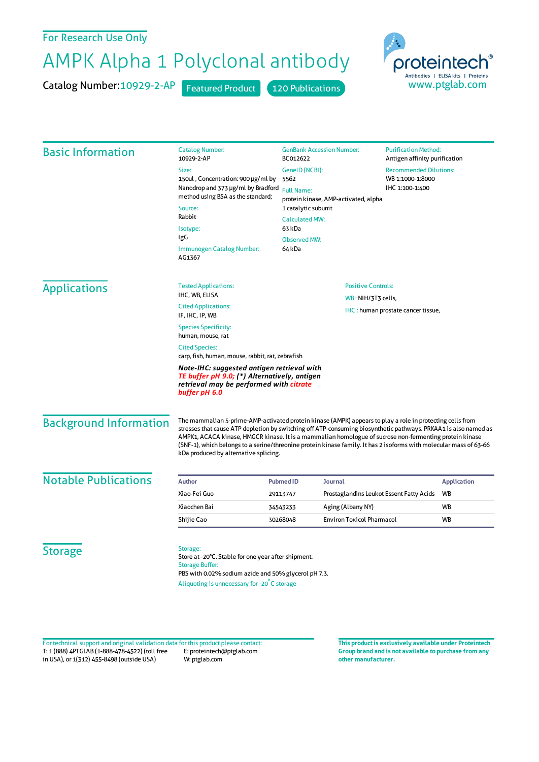For Research Use Only

# AMPK Alpha 1 Polyclonal antibody

Catalog Number: 10929-2-AP    Featured Product    120 Publications

proteintech® Antibodies | ELISA kits | Proteins
www.ptglab.com

## Basic Information

**Catalog Number:**
10929-2-AP

**Size:**
150ul , Concentration: 900 μg/ml by Nanodrop and 373 μg/ml by Bradford method using BSA as the standard;

**Source:**
Rabbit

**Isotype:**
IgG

**Immunogen Catalog Number:**
AG1367

**GenBank Accession Number:**
BC012622

**GeneID (NCBI):**
5562

**Full Name:**
protein kinase, AMP-activated, alpha 1 catalytic subunit

**Calculated MW:**
63 kDa

**Observed MW:**
64 kDa

**Purification Method:**
Antigen affinity purification

**Recommended Dilutions:**
WB 1:1000-1:8000
IHC 1:100-1:400

## Applications

**Tested Applications:**
IHC, WB, ELISA

**Cited Applications:**
IF, IHC, IP, WB

**Species Specificity:**
human, mouse, rat

**Cited Species:**
carp, fish, human, mouse, rabbit, rat, zebrafish

***Note-IHC: suggested antigen retrieval with TE buffer pH 9.0; (\*) Alternatively, antigen retrieval may be performed with citrate buffer pH 6.0***

**Positive Controls:**

WB : NIH/3T3 cells,

IHC : human prostate cancer tissue,

## Background Information

The mammalian 5-prime-AMP-activated protein kinase (AMPK) appears to play a role in protecting cells from stresses that cause ATP depletion by switching off ATP-consuming biosynthetic pathways. PRKAA1 is also named as AMPK1, ACACA kinase, HMGCR kinase. It is a mammalian homologue of sucrose non-fermenting protein kinase (SNF-1), which belongs to a serine/threonine protein kinase family. It has 2 isoforms with molecular mass of 63-66 kDa produced by alternative splicing.

## Notable Publications

| Author | Pubmed ID | Journal | Application |
|---|---|---|---|
| Xiao-Fei Guo | 29113747 | Prostaglandins Leukot Essent Fatty Acids | WB |
| Xiaochen Bai | 34543233 | Aging (Albany NY) | WB |
| Shijie Cao | 30268048 | Environ Toxicol Pharmacol | WB |

## Storage

**Storage:**
Store at -20°C. Stable for one year after shipment.

**Storage Buffer:**
PBS with 0.02% sodium azide and 50% glycerol pH 7.3.

Aliquoting is unnecessary for -20°C storage

For technical support and original validation data for this product please contact:
T: 1 (888) 4PTGLAB (1-888-478-4522) (toll free in USA), or 1(312) 455-8498 (outside USA)
E: proteintech@ptglab.com
W: ptglab.com

**This product is exclusively available under Proteintech Group brand and is not available to purchase from any other manufacturer.**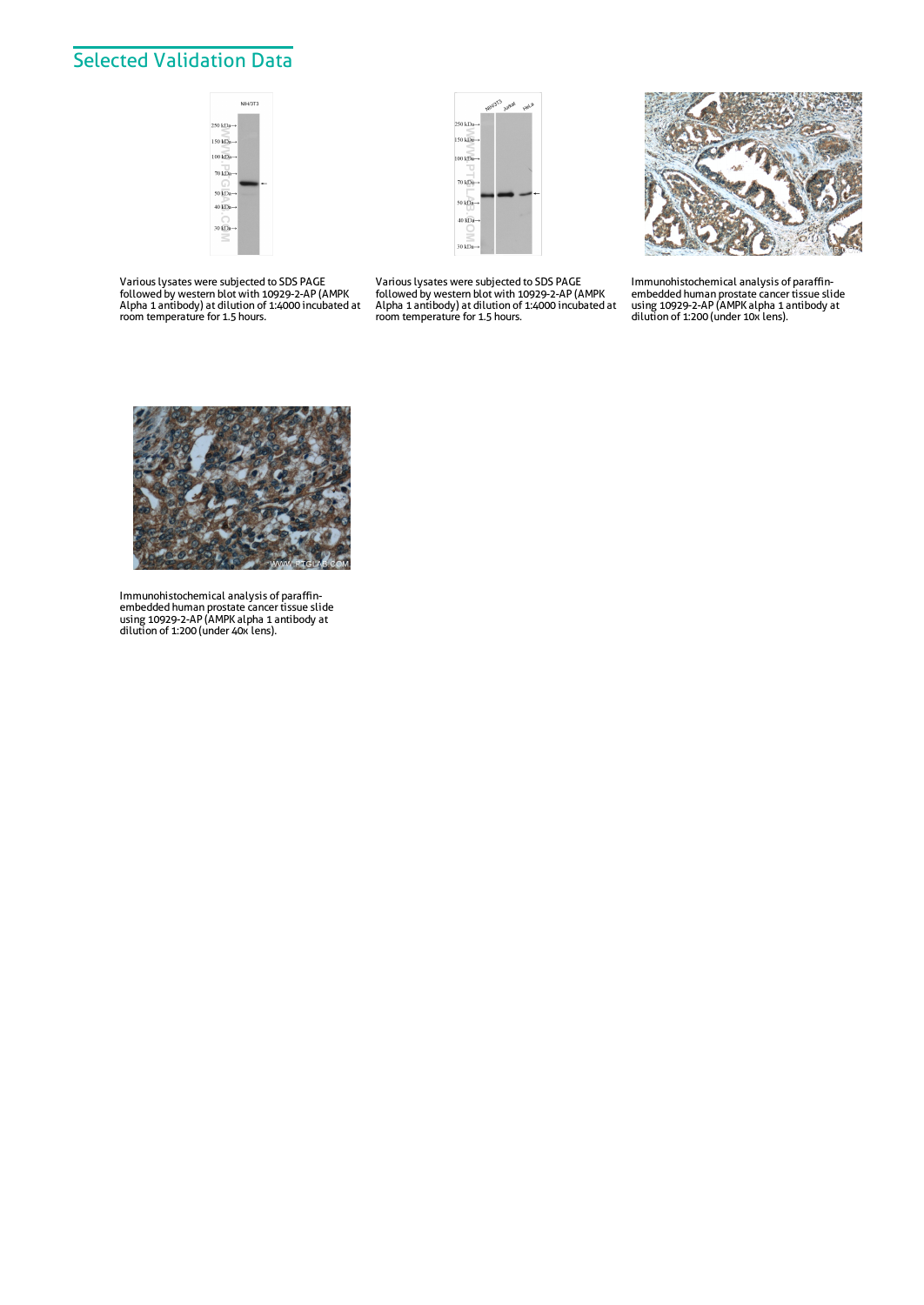## Selected Validation Data

Various lysates were subjected to SDS PAGE followed by western blot with 10929-2-AP (AMPK Alpha 1 antibody) at dilution of 1:4000 incubated at room temperature for 1.5 hours.

Various lysates were subjected to SDS PAGE followed by western blot with 10929-2-AP (AMPK Alpha 1 antibody) at dilution of 1:4000 incubated at room temperature for 1.5 hours.

Immunohistochemical analysis of paraffin-embedded human prostate cancer tissue slide using 10929-2-AP (AMPK alpha 1 antibody at dilution of 1:200 (under 10x lens).

Immunohistochemical analysis of paraffin-embedded human prostate cancer tissue slide using 10929-2-AP (AMPK alpha 1 antibody at dilution of 1:200 (under 40x lens).